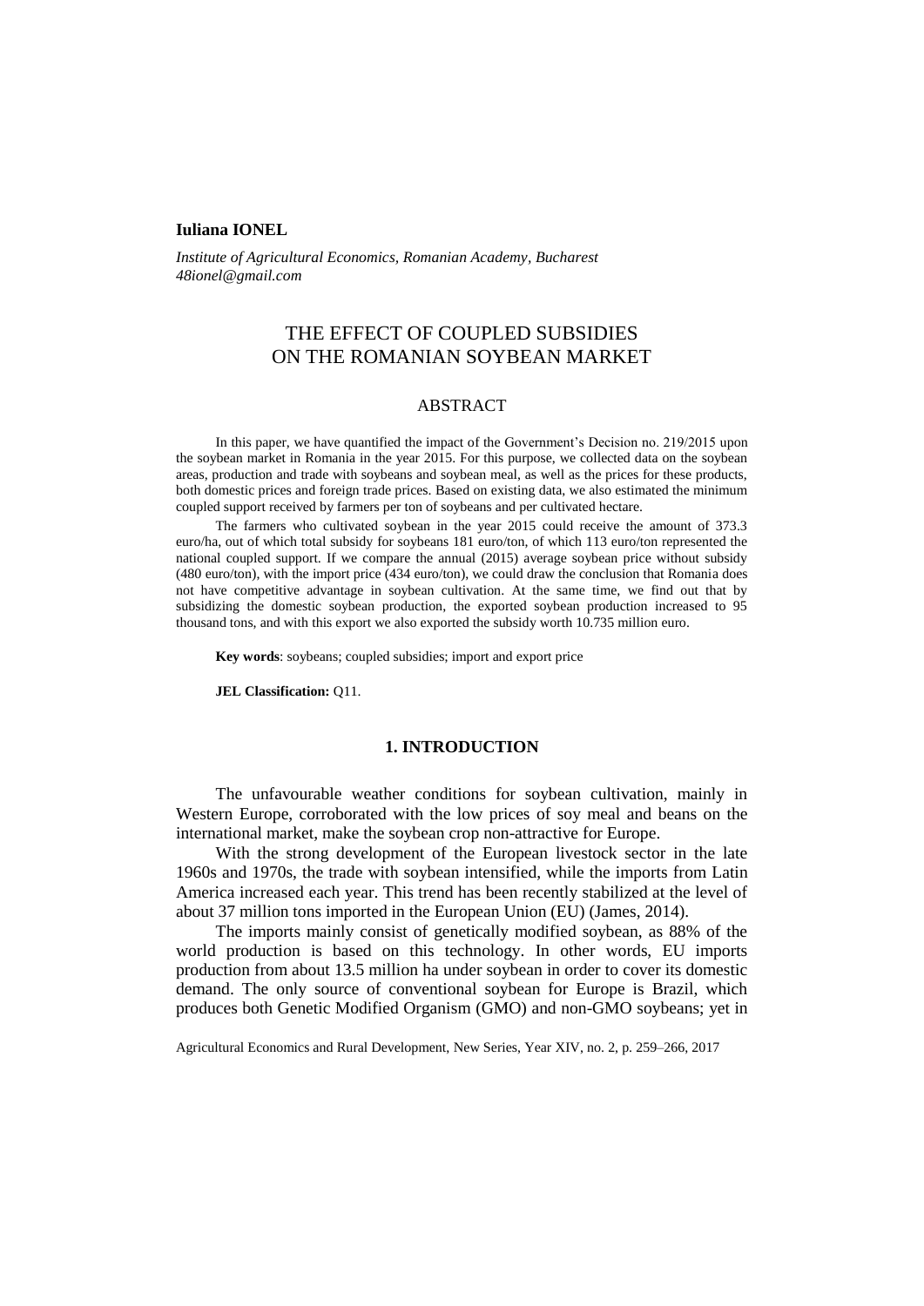**Iuliana IONEL**

*Institute of Agricultural Economics, Romanian Academy, Bucharest*
*48ionel@gmail.com*

# THE EFFECT OF COUPLED SUBSIDIES ON THE ROMANIAN SOYBEAN MARKET

## ABSTRACT

In this paper, we have quantified the impact of the Government's Decision no. 219/2015 upon the soybean market in Romania in the year 2015. For this purpose, we collected data on the soybean areas, production and trade with soybeans and soybean meal, as well as the prices for these products, both domestic prices and foreign trade prices. Based on existing data, we also estimated the minimum coupled support received by farmers per ton of soybeans and per cultivated hectare.

The farmers who cultivated soybean in the year 2015 could receive the amount of 373.3 euro/ha, out of which total subsidy for soybeans 181 euro/ton, of which 113 euro/ton represented the national coupled support. If we compare the annual (2015) average soybean price without subsidy (480 euro/ton), with the import price (434 euro/ton), we could draw the conclusion that Romania does not have competitive advantage in soybean cultivation. At the same time, we find out that by subsidizing the domestic soybean production, the exported soybean production increased to 95 thousand tons, and with this export we also exported the subsidy worth 10.735 million euro.

**Key words**: soybeans; coupled subsidies; import and export price

**JEL Classification:** Q11.

## 1. INTRODUCTION

The unfavourable weather conditions for soybean cultivation, mainly in Western Europe, corroborated with the low prices of soy meal and beans on the international market, make the soybean crop non-attractive for Europe.

With the strong development of the European livestock sector in the late 1960s and 1970s, the trade with soybean intensified, while the imports from Latin America increased each year. This trend has been recently stabilized at the level of about 37 million tons imported in the European Union (EU) (James, 2014).

The imports mainly consist of genetically modified soybean, as 88% of the world production is based on this technology. In other words, EU imports production from about 13.5 million ha under soybean in order to cover its domestic demand. The only source of conventional soybean for Europe is Brazil, which produces both Genetic Modified Organism (GMO) and non-GMO soybeans; yet in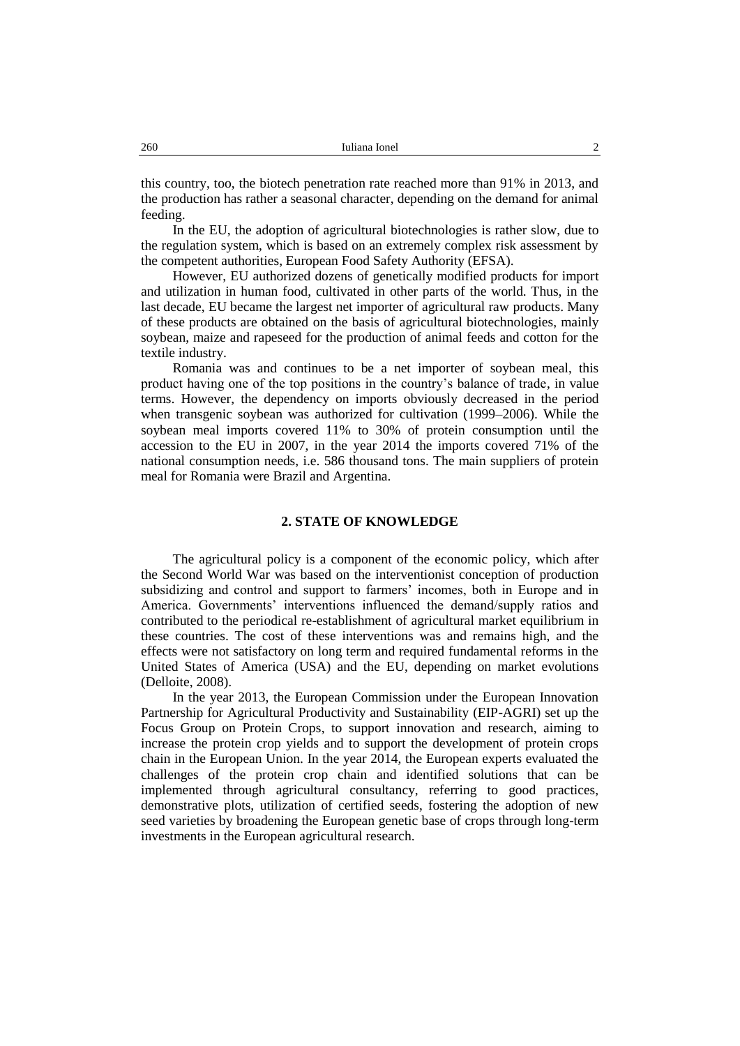this country, too, the biotech penetration rate reached more than 91% in 2013, and the production has rather a seasonal character, depending on the demand for animal feeding.

In the EU, the adoption of agricultural biotechnologies is rather slow, due to the regulation system, which is based on an extremely complex risk assessment by the competent authorities, European Food Safety Authority (EFSA).

However, EU authorized dozens of genetically modified products for import and utilization in human food, cultivated in other parts of the world. Thus, in the last decade, EU became the largest net importer of agricultural raw products. Many of these products are obtained on the basis of agricultural biotechnologies, mainly soybean, maize and rapeseed for the production of animal feeds and cotton for the textile industry.

Romania was and continues to be a net importer of soybean meal, this product having one of the top positions in the country's balance of trade, in value terms. However, the dependency on imports obviously decreased in the period when transgenic soybean was authorized for cultivation (1999–2006). While the soybean meal imports covered 11% to 30% of protein consumption until the accession to the EU in 2007, in the year 2014 the imports covered 71% of the national consumption needs, i.e. 586 thousand tons. The main suppliers of protein meal for Romania were Brazil and Argentina.

## 2. STATE OF KNOWLEDGE

The agricultural policy is a component of the economic policy, which after the Second World War was based on the interventionist conception of production subsidizing and control and support to farmers' incomes, both in Europe and in America. Governments' interventions influenced the demand/supply ratios and contributed to the periodical re-establishment of agricultural market equilibrium in these countries. The cost of these interventions was and remains high, and the effects were not satisfactory on long term and required fundamental reforms in the United States of America (USA) and the EU, depending on market evolutions (Delloite, 2008).

In the year 2013, the European Commission under the European Innovation Partnership for Agricultural Productivity and Sustainability (EIP-AGRI) set up the Focus Group on Protein Crops, to support innovation and research, aiming to increase the protein crop yields and to support the development of protein crops chain in the European Union. In the year 2014, the European experts evaluated the challenges of the protein crop chain and identified solutions that can be implemented through agricultural consultancy, referring to good practices, demonstrative plots, utilization of certified seeds, fostering the adoption of new seed varieties by broadening the European genetic base of crops through long-term investments in the European agricultural research.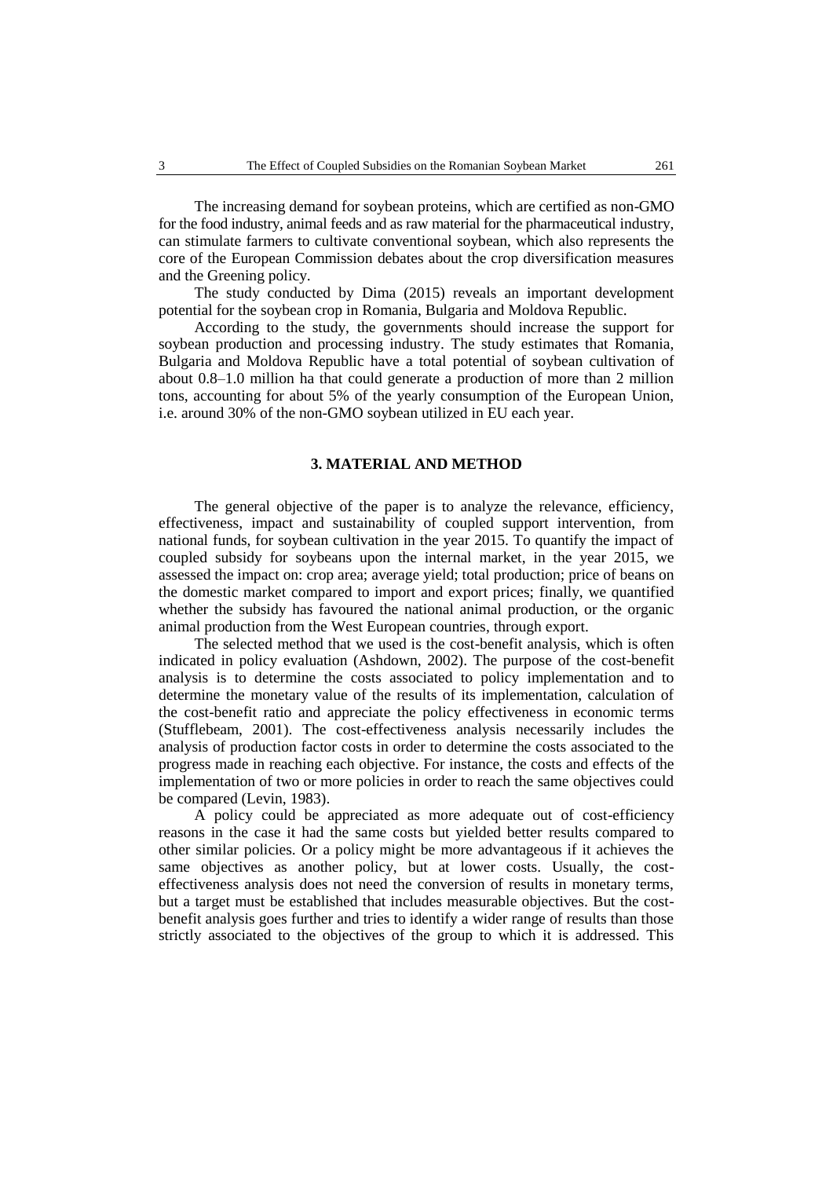The increasing demand for soybean proteins, which are certified as non-GMO for the food industry, animal feeds and as raw material for the pharmaceutical industry, can stimulate farmers to cultivate conventional soybean, which also represents the core of the European Commission debates about the crop diversification measures and the Greening policy.

The study conducted by Dima (2015) reveals an important development potential for the soybean crop in Romania, Bulgaria and Moldova Republic.

According to the study, the governments should increase the support for soybean production and processing industry. The study estimates that Romania, Bulgaria and Moldova Republic have a total potential of soybean cultivation of about 0.8–1.0 million ha that could generate a production of more than 2 million tons, accounting for about 5% of the yearly consumption of the European Union, i.e. around 30% of the non-GMO soybean utilized in EU each year.

## 3. MATERIAL AND METHOD

The general objective of the paper is to analyze the relevance, efficiency, effectiveness, impact and sustainability of coupled support intervention, from national funds, for soybean cultivation in the year 2015. To quantify the impact of coupled subsidy for soybeans upon the internal market, in the year 2015, we assessed the impact on: crop area; average yield; total production; price of beans on the domestic market compared to import and export prices; finally, we quantified whether the subsidy has favoured the national animal production, or the organic animal production from the West European countries, through export.

The selected method that we used is the cost-benefit analysis, which is often indicated in policy evaluation (Ashdown, 2002). The purpose of the cost-benefit analysis is to determine the costs associated to policy implementation and to determine the monetary value of the results of its implementation, calculation of the cost-benefit ratio and appreciate the policy effectiveness in economic terms (Stufflebeam, 2001). The cost-effectiveness analysis necessarily includes the analysis of production factor costs in order to determine the costs associated to the progress made in reaching each objective. For instance, the costs and effects of the implementation of two or more policies in order to reach the same objectives could be compared (Levin, 1983).

A policy could be appreciated as more adequate out of cost-efficiency reasons in the case it had the same costs but yielded better results compared to other similar policies. Or a policy might be more advantageous if it achieves the same objectives as another policy, but at lower costs. Usually, the cost-effectiveness analysis does not need the conversion of results in monetary terms, but a target must be established that includes measurable objectives. But the cost-benefit analysis goes further and tries to identify a wider range of results than those strictly associated to the objectives of the group to which it is addressed. This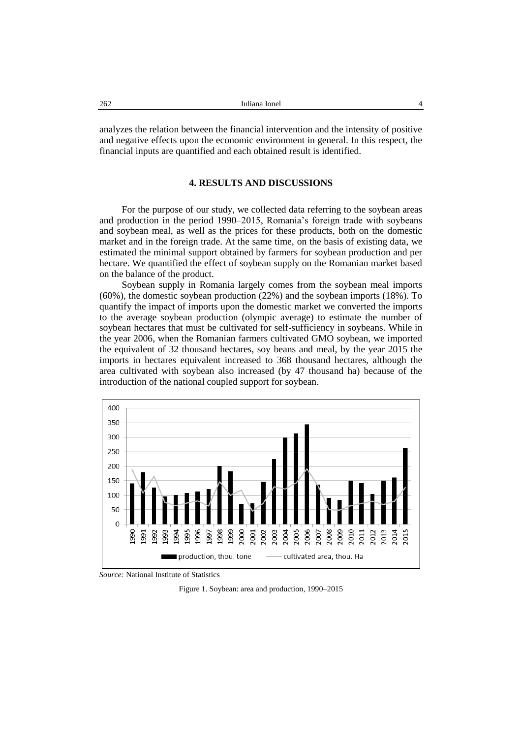analyzes the relation between the financial intervention and the intensity of positive and negative effects upon the economic environment in general. In this respect, the financial inputs are quantified and each obtained result is identified.

## 4. RESULTS AND DISCUSSIONS

For the purpose of our study, we collected data referring to the soybean areas and production in the period 1990–2015, Romania's foreign trade with soybeans and soybean meal, as well as the prices for these products, both on the domestic market and in the foreign trade. At the same time, on the basis of existing data, we estimated the minimal support obtained by farmers for soybean production and per hectare. We quantified the effect of soybean supply on the Romanian market based on the balance of the product.

Soybean supply in Romania largely comes from the soybean meal imports (60%), the domestic soybean production (22%) and the soybean imports (18%). To quantify the impact of imports upon the domestic market we converted the imports to the average soybean production (olympic average) to estimate the number of soybean hectares that must be cultivated for self-sufficiency in soybeans. While in the year 2006, when the Romanian farmers cultivated GMO soybean, we imported the equivalent of 32 thousand hectares, soy beans and meal, by the year 2015 the imports in hectares equivalent increased to 368 thousand hectares, although the area cultivated with soybean also increased (by 47 thousand ha) because of the introduction of the national coupled support for soybean.

*Source:* National Institute of Statistics

Figure 1. Soybean: area and production, 1990–2015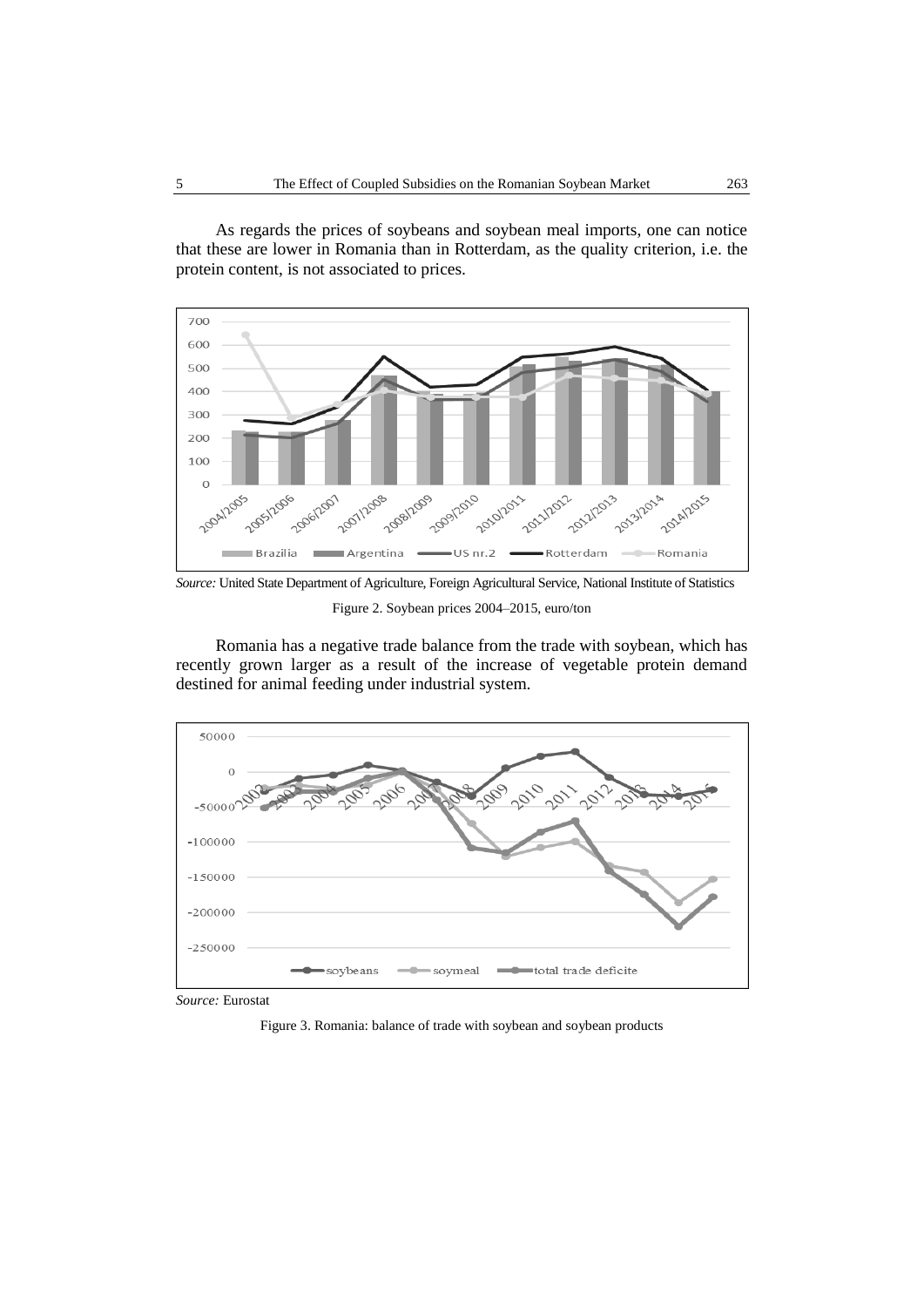As regards the prices of soybeans and soybean meal imports, one can notice that these are lower in Romania than in Rotterdam, as the quality criterion, i.e. the protein content, is not associated to prices.

*Source:* United State Department of Agriculture, Foreign Agricultural Service, National Institute of Statistics

Figure 2. Soybean prices 2004–2015, euro/ton

Romania has a negative trade balance from the trade with soybean, which has recently grown larger as a result of the increase of vegetable protein demand destined for animal feeding under industrial system.

*Source:* Eurostat

Figure 3. Romania: balance of trade with soybean and soybean products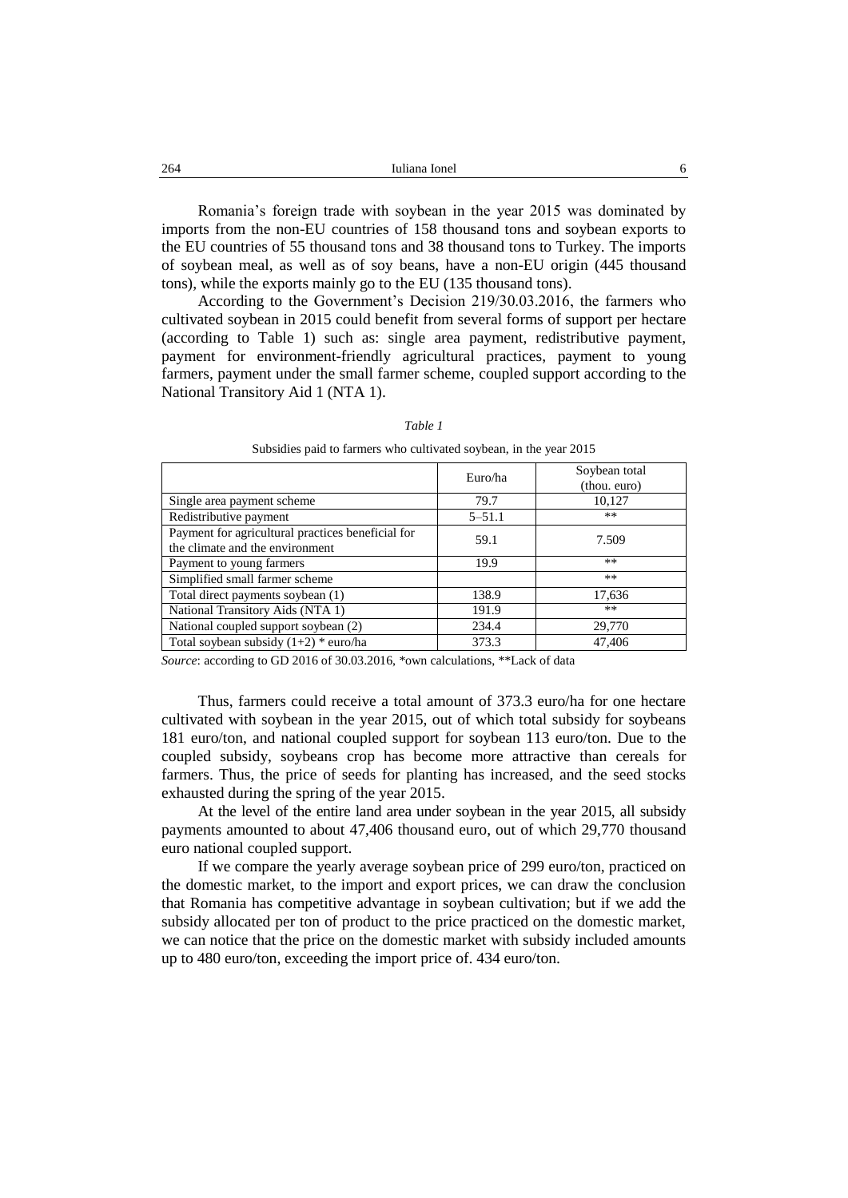Romania's foreign trade with soybean in the year 2015 was dominated by imports from the non-EU countries of 158 thousand tons and soybean exports to the EU countries of 55 thousand tons and 38 thousand tons to Turkey. The imports of soybean meal, as well as of soy beans, have a non-EU origin (445 thousand tons), while the exports mainly go to the EU (135 thousand tons).

According to the Government's Decision 219/30.03.2016, the farmers who cultivated soybean in 2015 could benefit from several forms of support per hectare (according to Table 1) such as: single area payment, redistributive payment, payment for environment-friendly agricultural practices, payment to young farmers, payment under the small farmer scheme, coupled support according to the National Transitory Aid 1 (NTA 1).

*Table 1*

Subsidies paid to farmers who cultivated soybean, in the year 2015

| | Euro/ha | Soybean total (thou. euro) |
|---|---|---|
| Single area payment scheme | 79.7 | 10,127 |
| Redistributive payment | 5–51.1 | ** |
| Payment for agricultural practices beneficial for the climate and the environment | 59.1 | 7.509 |
| Payment to young farmers | 19.9 | ** |
| Simplified small farmer scheme | | ** |
| Total direct payments soybean (1) | 138.9 | 17,636 |
| National Transitory Aids (NTA 1) | 191.9 | ** |
| National coupled support soybean (2) | 234.4 | 29,770 |
| Total soybean subsidy (1+2) * euro/ha | 373.3 | 47,406 |

*Source*: according to GD 2016 of 30.03.2016, *own calculations, **Lack of data

Thus, farmers could receive a total amount of 373.3 euro/ha for one hectare cultivated with soybean in the year 2015, out of which total subsidy for soybeans 181 euro/ton, and national coupled support for soybean 113 euro/ton. Due to the coupled subsidy, soybeans crop has become more attractive than cereals for farmers. Thus, the price of seeds for planting has increased, and the seed stocks exhausted during the spring of the year 2015.

At the level of the entire land area under soybean in the year 2015, all subsidy payments amounted to about 47,406 thousand euro, out of which 29,770 thousand euro national coupled support.

If we compare the yearly average soybean price of 299 euro/ton, practiced on the domestic market, to the import and export prices, we can draw the conclusion that Romania has competitive advantage in soybean cultivation; but if we add the subsidy allocated per ton of product to the price practiced on the domestic market, we can notice that the price on the domestic market with subsidy included amounts up to 480 euro/ton, exceeding the import price of. 434 euro/ton.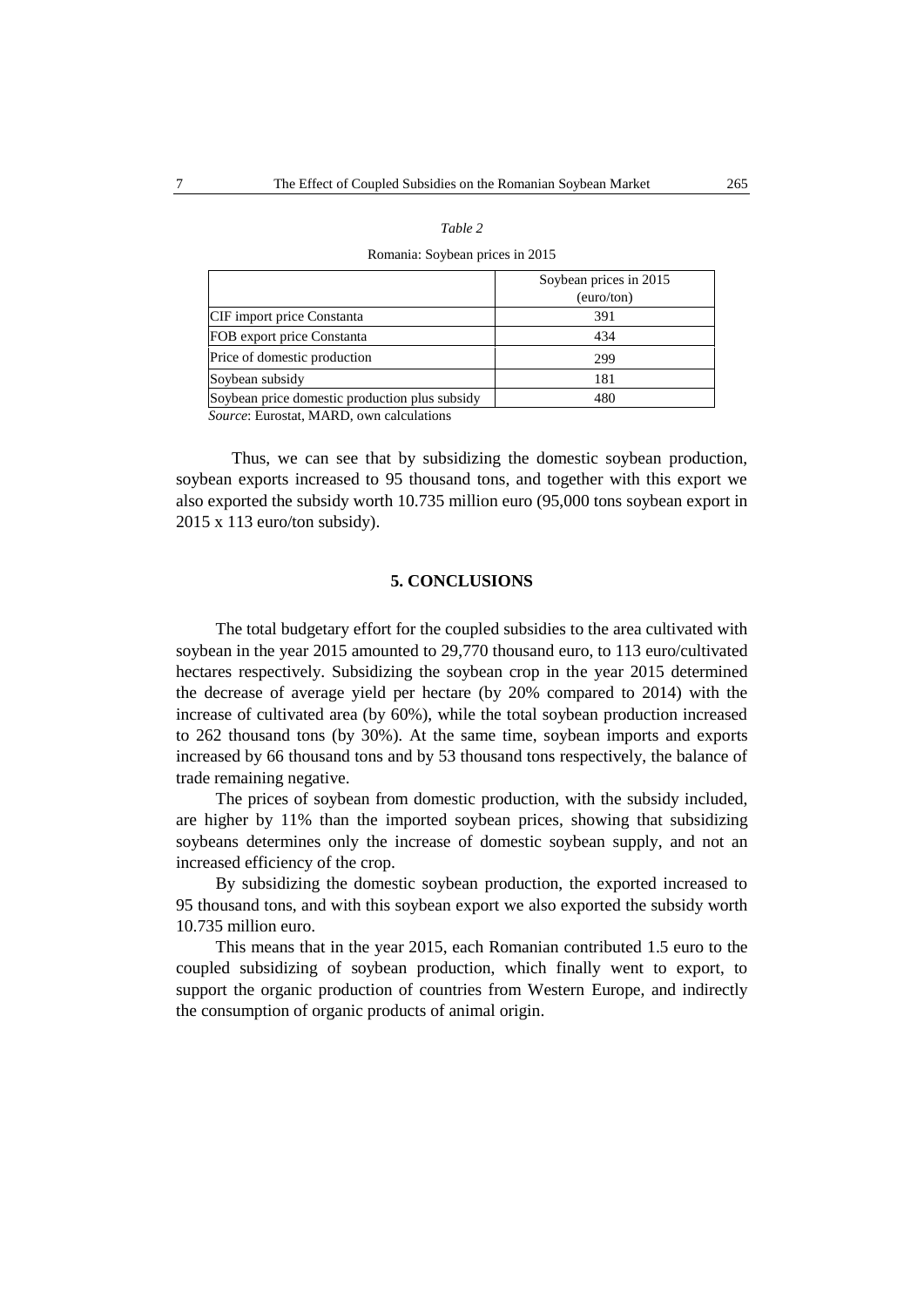*Table 2*

Romania: Soybean prices in 2015

| | Soybean prices in 2015 (euro/ton) |
|---|---|
| CIF import price Constanta | 391 |
| FOB export price Constanta | 434 |
| Price of domestic production | 299 |
| Soybean subsidy | 181 |
| Soybean price domestic production plus subsidy | 480 |

*Source*: Eurostat, MARD, own calculations

Thus, we can see that by subsidizing the domestic soybean production, soybean exports increased to 95 thousand tons, and together with this export we also exported the subsidy worth 10.735 million euro (95,000 tons soybean export in 2015 x 113 euro/ton subsidy).

## 5. CONCLUSIONS

The total budgetary effort for the coupled subsidies to the area cultivated with soybean in the year 2015 amounted to 29,770 thousand euro, to 113 euro/cultivated hectares respectively. Subsidizing the soybean crop in the year 2015 determined the decrease of average yield per hectare (by 20% compared to 2014) with the increase of cultivated area (by 60%), while the total soybean production increased to 262 thousand tons (by 30%). At the same time, soybean imports and exports increased by 66 thousand tons and by 53 thousand tons respectively, the balance of trade remaining negative.

The prices of soybean from domestic production, with the subsidy included, are higher by 11% than the imported soybean prices, showing that subsidizing soybeans determines only the increase of domestic soybean supply, and not an increased efficiency of the crop.

By subsidizing the domestic soybean production, the exported increased to 95 thousand tons, and with this soybean export we also exported the subsidy worth 10.735 million euro.

This means that in the year 2015, each Romanian contributed 1.5 euro to the coupled subsidizing of soybean production, which finally went to export, to support the organic production of countries from Western Europe, and indirectly the consumption of organic products of animal origin.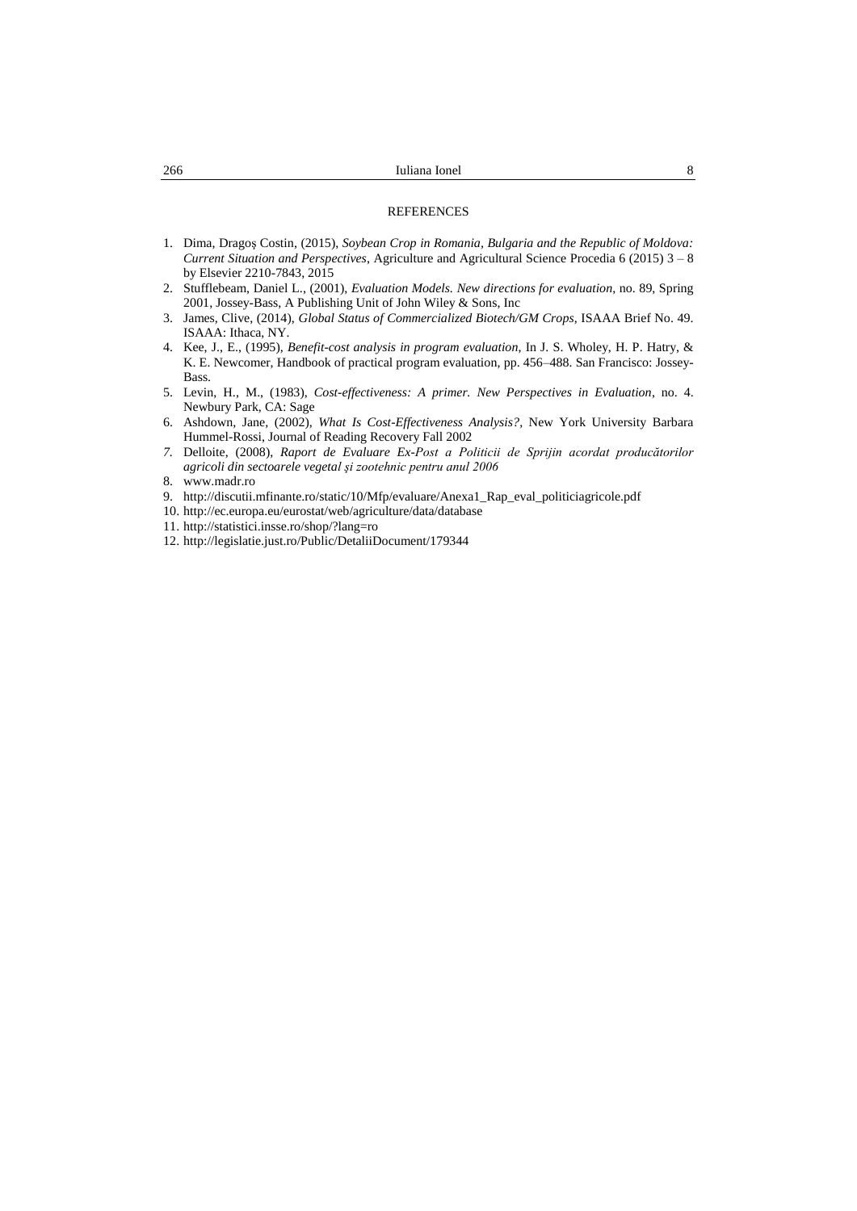## REFERENCES

1. Dima, Dragoş Costin, (2015), *Soybean Crop in Romania, Bulgaria and the Republic of Moldova: Current Situation and Perspectives*, Agriculture and Agricultural Science Procedia 6 (2015) 3 – 8 by Elsevier 2210-7843, 2015
2. Stufflebeam, Daniel L., (2001), *Evaluation Models. New directions for evaluation*, no. 89, Spring 2001, Jossey-Bass, A Publishing Unit of John Wiley & Sons, Inc
3. James, Clive, (2014), *Global Status of Commercialized Biotech/GM Crops*, ISAAA Brief No. 49. ISAAA: Ithaca, NY.
4. Kee, J., E., (1995), *Benefit-cost analysis in program evaluation*, In J. S. Wholey, H. P. Hatry, & K. E. Newcomer, Handbook of practical program evaluation, pp. 456–488. San Francisco: Jossey-Bass.
5. Levin, H., M., (1983), *Cost-effectiveness: A primer. New Perspectives in Evaluation*, no. 4. Newbury Park, CA: Sage
6. Ashdown, Jane, (2002), *What Is Cost-Effectiveness Analysis?*, New York University Barbara Hummel-Rossi, Journal of Reading Recovery Fall 2002
7. Delloite, (2008), *Raport de Evaluare Ex-Post a Politicii de Sprijin acordat producătorilor agricoli din sectoarele vegetal şi zootehnic pentru anul 2006*
8. www.madr.ro
9. http://discutii.mfinante.ro/static/10/Mfp/evaluare/Anexa1_Rap_eval_politiciagricole.pdf
10. http://ec.europa.eu/eurostat/web/agriculture/data/database
11. http://statistici.insse.ro/shop/?lang=ro
12. http://legislatie.just.ro/Public/DetaliiDocument/179344